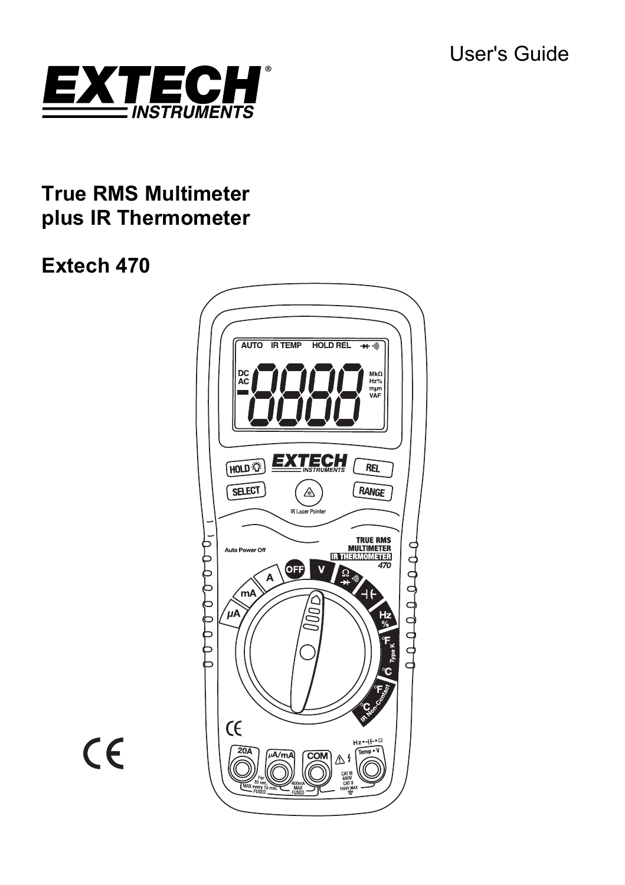User's Guide

**EXTECH INSTRUMENTS**

# True RMS Multimeter plus IR Thermometer

# Extech 470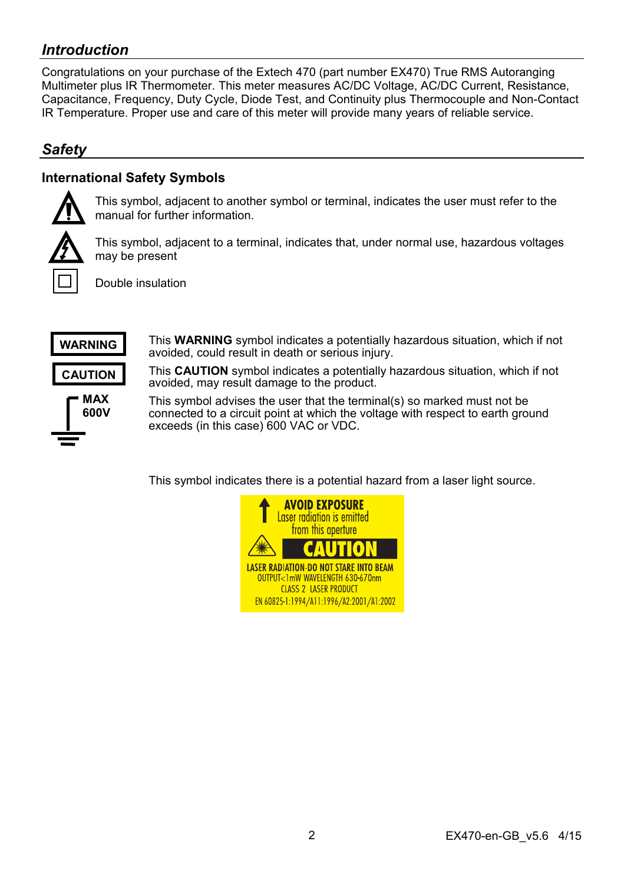## *Introduction*

Congratulations on your purchase of the Extech 470 (part number EX470) True RMS Autoranging Multimeter plus IR Thermometer. This meter measures AC/DC Voltage, AC/DC Current, Resistance, Capacitance, Frequency, Duty Cycle, Diode Test, and Continuity plus Thermocouple and Non-Contact IR Temperature. Proper use and care of this meter will provide many years of reliable service.

## *Safety*

### International Safety Symbols

This symbol, adjacent to another symbol or terminal, indicates the user must refer to the manual for further information.

This symbol, adjacent to a terminal, indicates that, under normal use, hazardous voltages may be present

Double insulation

**WARNING** — This **WARNING** symbol indicates a potentially hazardous situation, which if not avoided, could result in death or serious injury.

**CAUTION** — This **CAUTION** symbol indicates a potentially hazardous situation, which if not avoided, may result damage to the product.

**MAX 600V** — This symbol advises the user that the terminal(s) so marked must not be connected to a circuit point at which the voltage with respect to earth ground exceeds (in this case) 600 VAC or VDC.

This symbol indicates there is a potential hazard from a laser light source.

AVOID EXPOSURE
Laser radiation is emitted from this aperture

CAUTION

LASER RADIATION-DO NOT STARE INTO BEAM
OUTPUT<1mW WAVELENGTH 630-670nm
CLASS 2 LASER PRODUCT
EN 60825-1:1994/A11:1996/A2:2001/A1:2002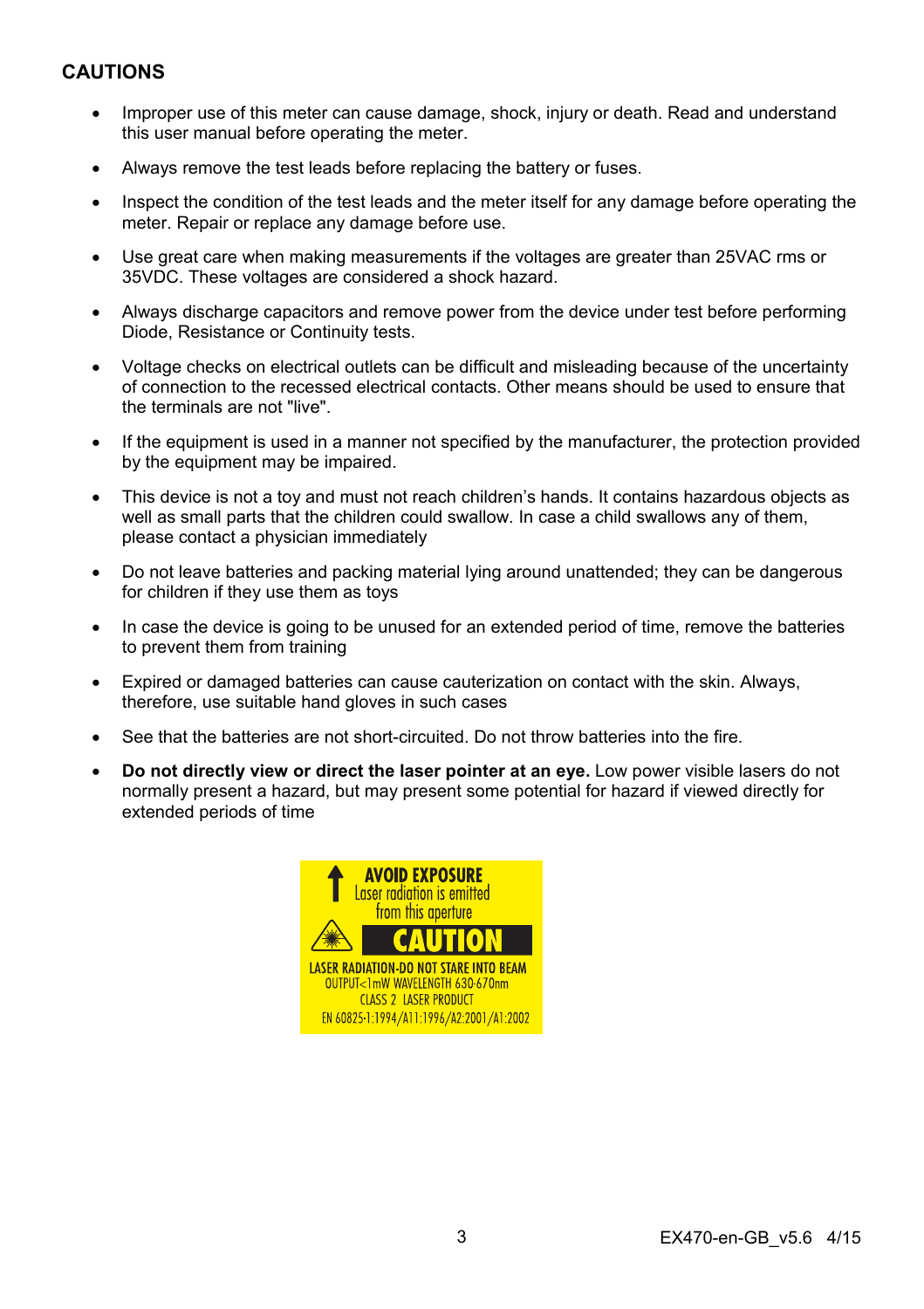## CAUTIONS

- Improper use of this meter can cause damage, shock, injury or death. Read and understand this user manual before operating the meter.
- Always remove the test leads before replacing the battery or fuses.
- Inspect the condition of the test leads and the meter itself for any damage before operating the meter. Repair or replace any damage before use.
- Use great care when making measurements if the voltages are greater than 25VAC rms or 35VDC. These voltages are considered a shock hazard.
- Always discharge capacitors and remove power from the device under test before performing Diode, Resistance or Continuity tests.
- Voltage checks on electrical outlets can be difficult and misleading because of the uncertainty of connection to the recessed electrical contacts. Other means should be used to ensure that the terminals are not "live".
- If the equipment is used in a manner not specified by the manufacturer, the protection provided by the equipment may be impaired.
- This device is not a toy and must not reach children's hands. It contains hazardous objects as well as small parts that the children could swallow. In case a child swallows any of them, please contact a physician immediately
- Do not leave batteries and packing material lying around unattended; they can be dangerous for children if they use them as toys
- In case the device is going to be unused for an extended period of time, remove the batteries to prevent them from training
- Expired or damaged batteries can cause cauterization on contact with the skin. Always, therefore, use suitable hand gloves in such cases
- See that the batteries are not short-circuited. Do not throw batteries into the fire.
- **Do not directly view or direct the laser pointer at an eye.** Low power visible lasers do not normally present a hazard, but may present some potential for hazard if viewed directly for extended periods of time

AVOID EXPOSURE
Laser radiation is emitted from this aperture

CAUTION

LASER RADIATION-DO NOT STARE INTO BEAM
OUTPUT<1mW WAVELENGTH 630-670nm
CLASS 2 LASER PRODUCT
EN 60825-1:1994/A11:1996/A2:2001/A1:2002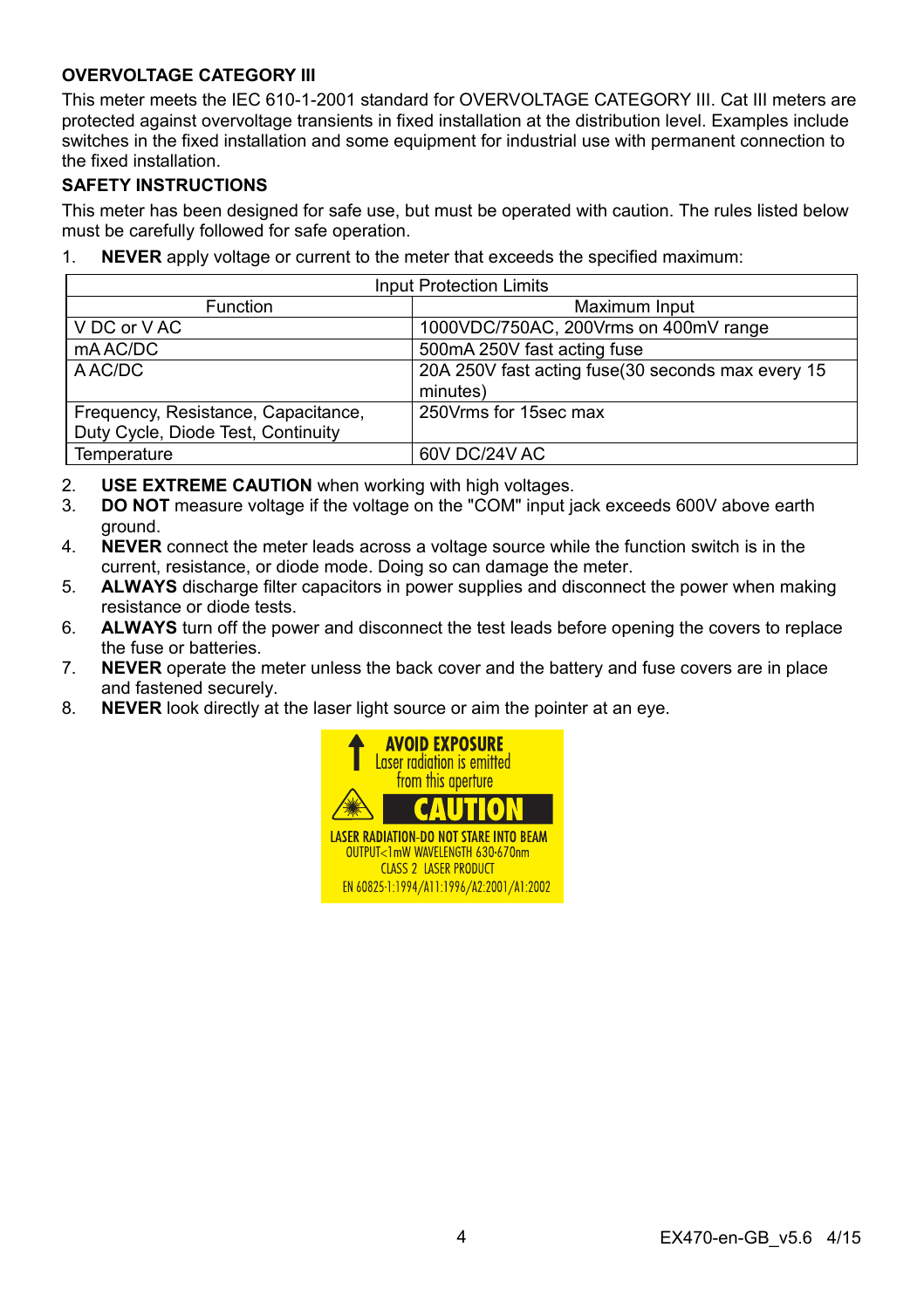**OVERVOLTAGE CATEGORY III**

This meter meets the IEC 610-1-2001 standard for OVERVOLTAGE CATEGORY III. Cat III meters are protected against overvoltage transients in fixed installation at the distribution level. Examples include switches in the fixed installation and some equipment for industrial use with permanent connection to the fixed installation.

**SAFETY INSTRUCTIONS**

This meter has been designed for safe use, but must be operated with caution. The rules listed below must be carefully followed for safe operation.

1. **NEVER** apply voltage or current to the meter that exceeds the specified maximum:

| Input Protection Limits | |
|---|---|
| **Function** | **Maximum Input** |
| V DC or V AC | 1000VDC/750AC, 200Vrms on 400mV range |
| mA AC/DC | 500mA 250V fast acting fuse |
| A AC/DC | 20A 250V fast acting fuse(30 seconds max every 15 minutes) |
| Frequency, Resistance, Capacitance, Duty Cycle, Diode Test, Continuity | 250Vrms for 15sec max |
| Temperature | 60V DC/24V AC |

2. **USE EXTREME CAUTION** when working with high voltages.
3. **DO NOT** measure voltage if the voltage on the "COM" input jack exceeds 600V above earth ground.
4. **NEVER** connect the meter leads across a voltage source while the function switch is in the current, resistance, or diode mode. Doing so can damage the meter.
5. **ALWAYS** discharge filter capacitors in power supplies and disconnect the power when making resistance or diode tests.
6. **ALWAYS** turn off the power and disconnect the test leads before opening the covers to replace the fuse or batteries.
7. **NEVER** operate the meter unless the back cover and the battery and fuse covers are in place and fastened securely.
8. **NEVER** look directly at the laser light source or aim the pointer at an eye.

AVOID EXPOSURE
Laser radiation is emitted from this aperture

CAUTION

LASER RADIATION-DO NOT STARE INTO BEAM
OUTPUT<1mW WAVELENGTH 630-670nm
CLASS 2 LASER PRODUCT
EN 60825-1:1994/A11:1996/A2:2001/A1:2002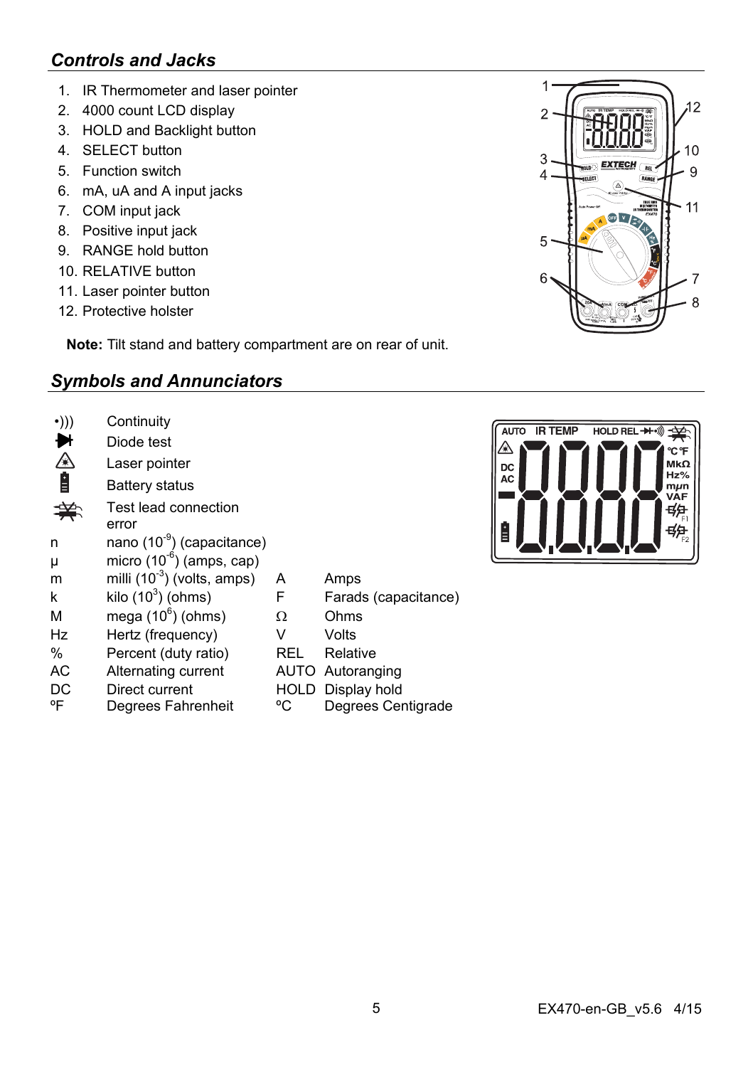## *Controls and Jacks*

1. IR Thermometer and laser pointer
2. 4000 count LCD display
3. HOLD and Backlight button
4. SELECT button
5. Function switch
6. mA, uA and A input jacks
7. COM input jack
8. Positive input jack
9. RANGE hold button
10. RELATIVE button
11. Laser pointer button
12. Protective holster

**Note:** Tilt stand and battery compartment are on rear of unit.

## *Symbols and Annunciators*

| Symbol | Meaning | Symbol | Meaning |
|---|---|---|---|
| •))) | Continuity | | |
| (diode symbol) | Diode test | | |
| (laser symbol) | Laser pointer | | |
| (battery symbol) | Battery status | | |
| (test lead symbol) | Test lead connection error | | |
| n | nano ($10^{-9}$) (capacitance) | | |
| µ | micro ($10^{-6}$) (amps, cap) | | |
| m | milli ($10^{-3}$) (volts, amps) | A | Amps |
| k | kilo ($10^{3}$) (ohms) | F | Farads (capacitance) |
| M | mega ($10^{6}$) (ohms) | Ω | Ohms |
| Hz | Hertz (frequency) | V | Volts |
| % | Percent (duty ratio) | REL | Relative |
| AC | Alternating current | AUTO | Autoranging |
| DC | Direct current | HOLD | Display hold |
| ºF | Degrees Fahrenheit | ºC | Degrees Centigrade |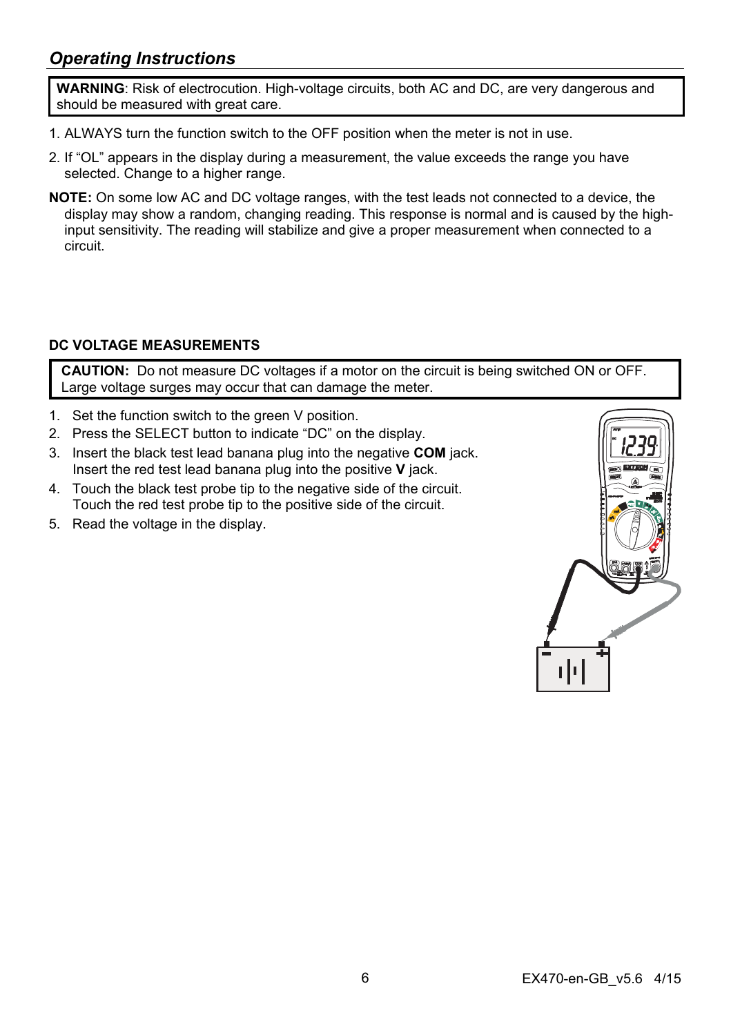## *Operating Instructions*

> **WARNING**: Risk of electrocution. High-voltage circuits, both AC and DC, are very dangerous and should be measured with great care.

1. ALWAYS turn the function switch to the OFF position when the meter is not in use.
2. If “OL” appears in the display during a measurement, the value exceeds the range you have selected. Change to a higher range.

**NOTE:** On some low AC and DC voltage ranges, with the test leads not connected to a device, the display may show a random, changing reading. This response is normal and is caused by the high-input sensitivity. The reading will stabilize and give a proper measurement when connected to a circuit.

### DC VOLTAGE MEASUREMENTS

> **CAUTION:** Do not measure DC voltages if a motor on the circuit is being switched ON or OFF. Large voltage surges may occur that can damage the meter.

1. Set the function switch to the green V position.
2. Press the SELECT button to indicate “DC” on the display.
3. Insert the black test lead banana plug into the negative **COM** jack. Insert the red test lead banana plug into the positive **V** jack.
4. Touch the black test probe tip to the negative side of the circuit. Touch the red test probe tip to the positive side of the circuit.
5. Read the voltage in the display.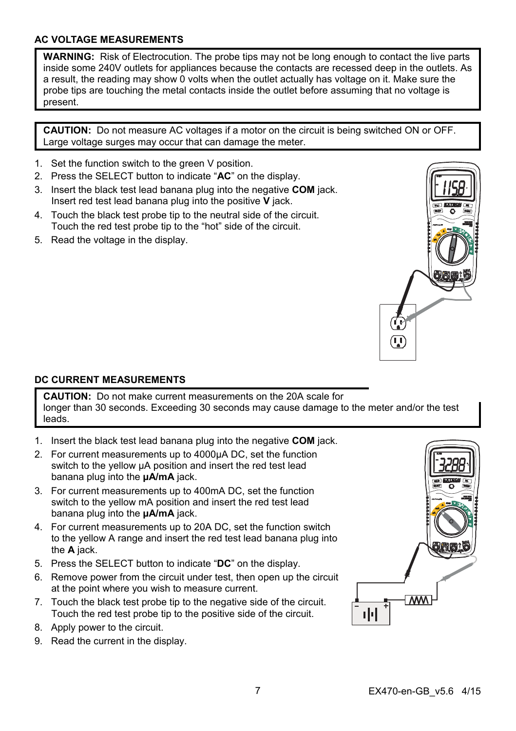### AC VOLTAGE MEASUREMENTS

**WARNING:** Risk of Electrocution. The probe tips may not be long enough to contact the live parts inside some 240V outlets for appliances because the contacts are recessed deep in the outlets. As a result, the reading may show 0 volts when the outlet actually has voltage on it. Make sure the probe tips are touching the metal contacts inside the outlet before assuming that no voltage is present.

**CAUTION:** Do not measure AC voltages if a motor on the circuit is being switched ON or OFF. Large voltage surges may occur that can damage the meter.

1. Set the function switch to the green V position.
2. Press the SELECT button to indicate "**AC**" on the display.
3. Insert the black test lead banana plug into the negative **COM** jack. Insert red test lead banana plug into the positive **V** jack.
4. Touch the black test probe tip to the neutral side of the circuit. Touch the red test probe tip to the "hot" side of the circuit.
5. Read the voltage in the display.

### DC CURRENT MEASUREMENTS

**CAUTION:** Do not make current measurements on the 20A scale for longer than 30 seconds. Exceeding 30 seconds may cause damage to the meter and/or the test leads.

1. Insert the black test lead banana plug into the negative **COM** jack.
2. For current measurements up to 4000µA DC, set the function switch to the yellow µA position and insert the red test lead banana plug into the **µA/mA** jack.
3. For current measurements up to 400mA DC, set the function switch to the yellow mA position and insert the red test lead banana plug into the **µA/mA** jack.
4. For current measurements up to 20A DC, set the function switch to the yellow A range and insert the red test lead banana plug into the **A** jack.
5. Press the SELECT button to indicate "**DC**" on the display.
6. Remove power from the circuit under test, then open up the circuit at the point where you wish to measure current.
7. Touch the black test probe tip to the negative side of the circuit. Touch the red test probe tip to the positive side of the circuit.
8. Apply power to the circuit.
9. Read the current in the display.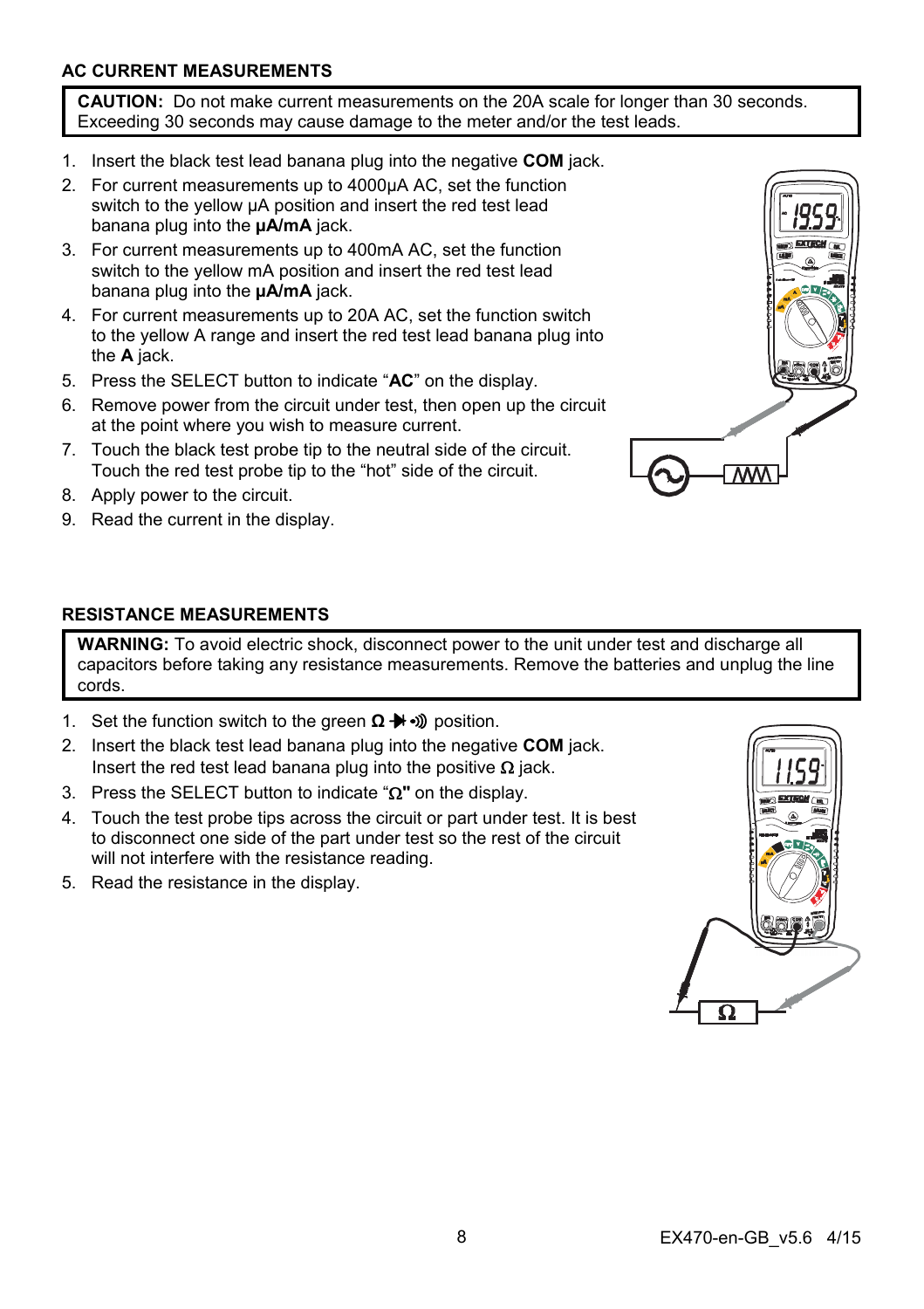## AC CURRENT MEASUREMENTS

**CAUTION:** Do not make current measurements on the 20A scale for longer than 30 seconds. Exceeding 30 seconds may cause damage to the meter and/or the test leads.

1. Insert the black test lead banana plug into the negative **COM** jack.
2. For current measurements up to 4000µA AC, set the function switch to the yellow µA position and insert the red test lead banana plug into the **µA/mA** jack.
3. For current measurements up to 400mA AC, set the function switch to the yellow mA position and insert the red test lead banana plug into the **µA/mA** jack.
4. For current measurements up to 20A AC, set the function switch to the yellow A range and insert the red test lead banana plug into the **A** jack.
5. Press the SELECT button to indicate "**AC**" on the display.
6. Remove power from the circuit under test, then open up the circuit at the point where you wish to measure current.
7. Touch the black test probe tip to the neutral side of the circuit. Touch the red test probe tip to the "hot" side of the circuit.
8. Apply power to the circuit.
9. Read the current in the display.

## RESISTANCE MEASUREMENTS

**WARNING:** To avoid electric shock, disconnect power to the unit under test and discharge all capacitors before taking any resistance measurements. Remove the batteries and unplug the line cords.

1. Set the function switch to the green **Ω ➔ •)))** position.
2. Insert the black test lead banana plug into the negative **COM** jack. Insert the red test lead banana plug into the positive Ω jack.
3. Press the SELECT button to indicate "Ω**"** on the display.
4. Touch the test probe tips across the circuit or part under test. It is best to disconnect one side of the part under test so the rest of the circuit will not interfere with the resistance reading.
5. Read the resistance in the display.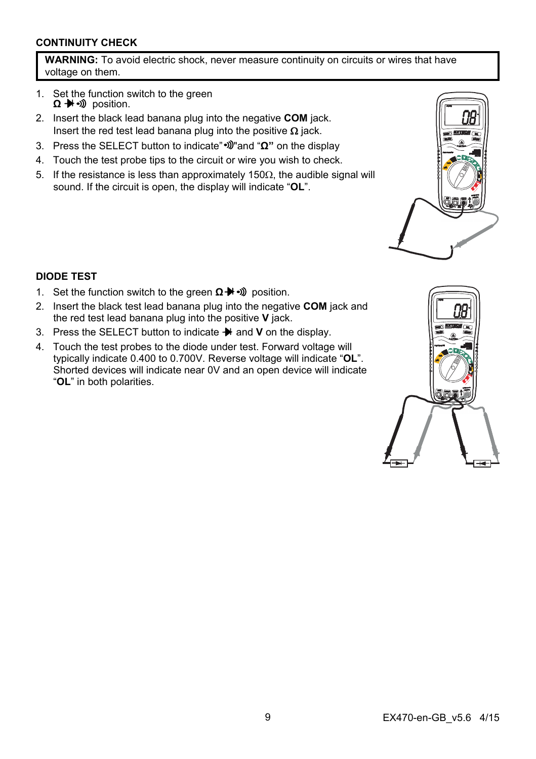## CONTINUITY CHECK

**WARNING:** To avoid electric shock, never measure continuity on circuits or wires that have voltage on them.

1. Set the function switch to the green **Ω ⏵| •)))** position.
2. Insert the black lead banana plug into the negative **COM** jack. Insert the red test lead banana plug into the positive Ω jack.
3. Press the SELECT button to indicate "•)))" and "**Ω**" on the display
4. Touch the test probe tips to the circuit or wire you wish to check.
5. If the resistance is less than approximately 150Ω, the audible signal will sound. If the circuit is open, the display will indicate "**OL**".

## DIODE TEST

1. Set the function switch to the green **Ω ⏵| •)))** position.
2. Insert the black test lead banana plug into the negative **COM** jack and the red test lead banana plug into the positive **V** jack.
3. Press the SELECT button to indicate ⏵| and **V** on the display.
4. Touch the test probes to the diode under test. Forward voltage will typically indicate 0.400 to 0.700V. Reverse voltage will indicate "**OL**". Shorted devices will indicate near 0V and an open device will indicate "**OL**" in both polarities.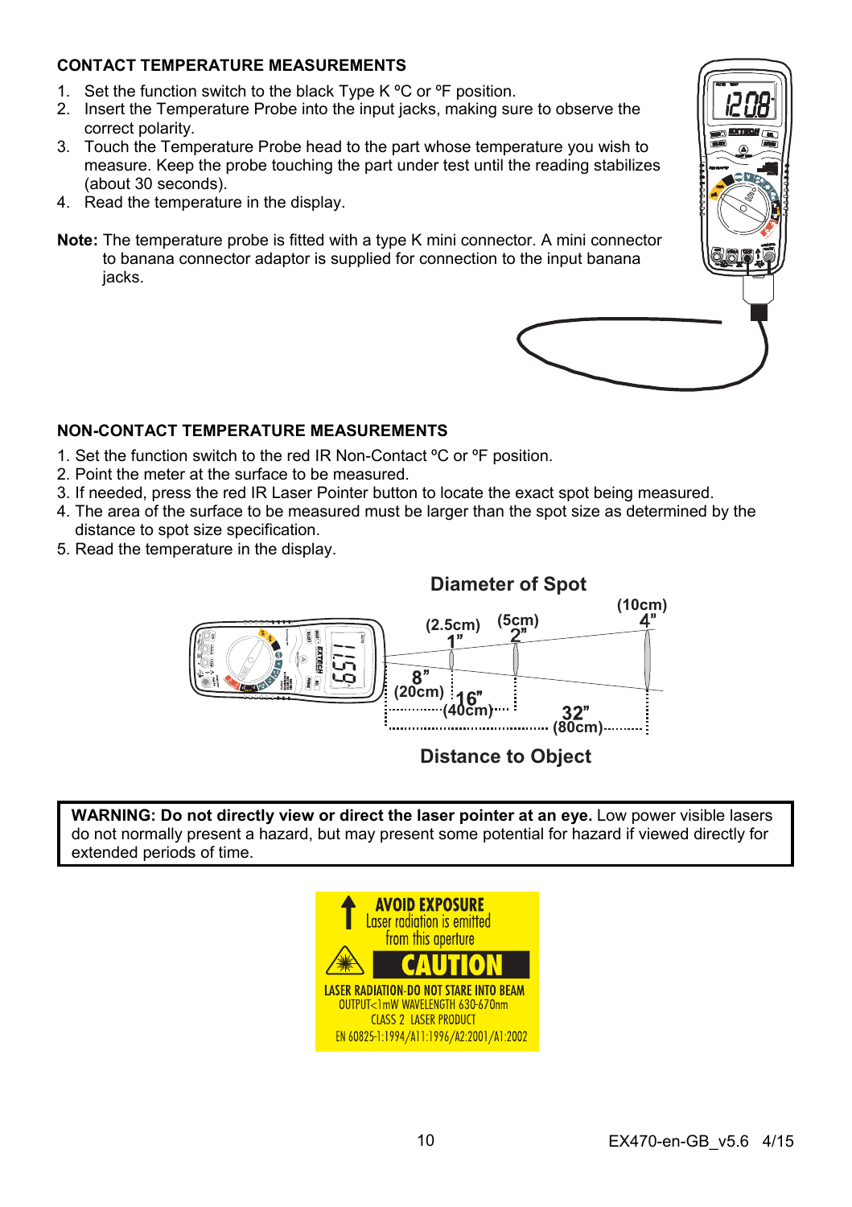### CONTACT TEMPERATURE MEASUREMENTS

1. Set the function switch to the black Type K ºC or ºF position.
2. Insert the Temperature Probe into the input jacks, making sure to observe the correct polarity.
3. Touch the Temperature Probe head to the part whose temperature you wish to measure. Keep the probe touching the part under test until the reading stabilizes (about 30 seconds).
4. Read the temperature in the display.

**Note:** The temperature probe is fitted with a type K mini connector. A mini connector to banana connector adaptor is supplied for connection to the input banana jacks.

### NON-CONTACT TEMPERATURE MEASUREMENTS

1. Set the function switch to the red IR Non-Contact ºC or ºF position.
2. Point the meter at the surface to be measured.
3. If needed, press the red IR Laser Pointer button to locate the exact spot being measured.
4. The area of the surface to be measured must be larger than the spot size as determined by the distance to spot size specification.
5. Read the temperature in the display.

**Diameter of Spot**

| Distance to Object | Diameter of Spot |
| --- | --- |
| 8" (20cm) | 1" (2.5cm) |
| 16" (40cm) | 2" (5cm) |
| 32" (80cm) | 4" (10cm) |

**Distance to Object**

**WARNING: Do not directly view or direct the laser pointer at an eye.** Low power visible lasers do not normally present a hazard, but may present some potential for hazard if viewed directly for extended periods of time.

**AVOID EXPOSURE**
Laser radiation is emitted from this aperture

**CAUTION**

LASER RADIATION-DO NOT STARE INTO BEAM
OUTPUT<1mW WAVELENGTH 630-670nm
CLASS 2 LASER PRODUCT
EN 60825-1:1994/A11:1996/A2:2001/A1:2002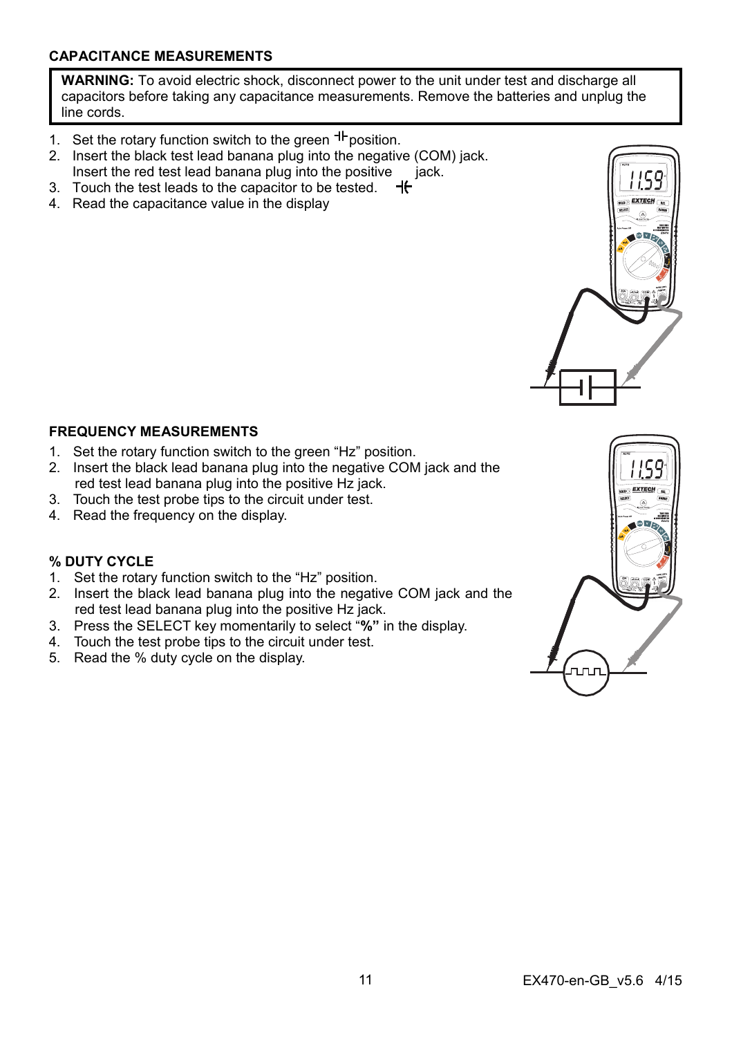## CAPACITANCE MEASUREMENTS

> **WARNING:** To avoid electric shock, disconnect power to the unit under test and discharge all capacitors before taking any capacitance measurements. Remove the batteries and unplug the line cords.

1. Set the rotary function switch to the green ⊣⊢ position.
2. Insert the black test lead banana plug into the negative (COM) jack. Insert the red test lead banana plug into the positive ⊣⊢ jack.
3. Touch the test leads to the capacitor to be tested.
4. Read the capacitance value in the display

## FREQUENCY MEASUREMENTS

1. Set the rotary function switch to the green "Hz" position.
2. Insert the black lead banana plug into the negative COM jack and the red test lead banana plug into the positive Hz jack.
3. Touch the test probe tips to the circuit under test.
4. Read the frequency on the display.

## % DUTY CYCLE

1. Set the rotary function switch to the "Hz" position.
2. Insert the black lead banana plug into the negative COM jack and the red test lead banana plug into the positive Hz jack.
3. Press the SELECT key momentarily to select "**%**" in the display.
4. Touch the test probe tips to the circuit under test.
5. Read the % duty cycle on the display.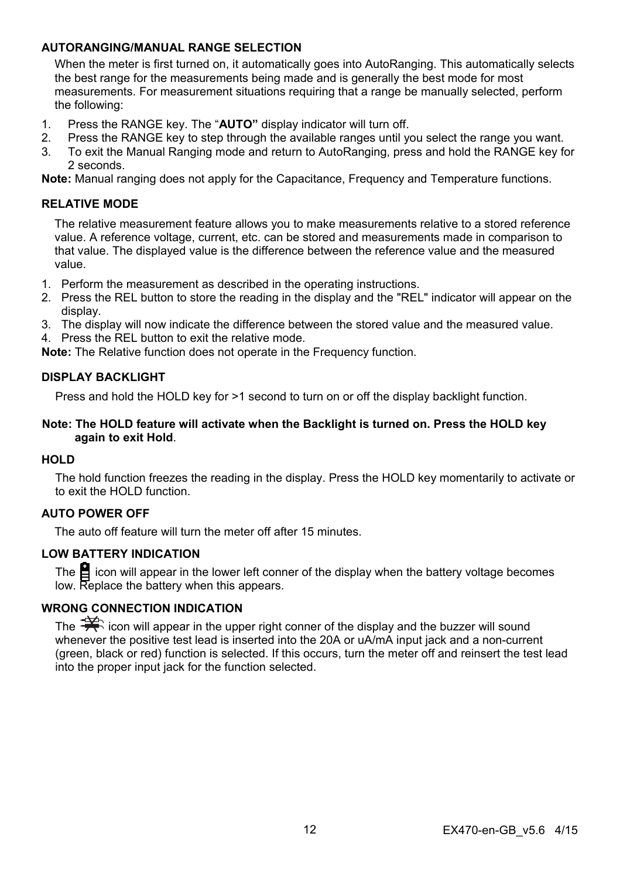### AUTORANGING/MANUAL RANGE SELECTION

When the meter is first turned on, it automatically goes into AutoRanging. This automatically selects the best range for the measurements being made and is generally the best mode for most measurements. For measurement situations requiring that a range be manually selected, perform the following:

1. Press the RANGE key. The "**AUTO"** display indicator will turn off.
2. Press the RANGE key to step through the available ranges until you select the range you want.
3. To exit the Manual Ranging mode and return to AutoRanging, press and hold the RANGE key for 2 seconds.

**Note:** Manual ranging does not apply for the Capacitance, Frequency and Temperature functions.

### RELATIVE MODE

The relative measurement feature allows you to make measurements relative to a stored reference value. A reference voltage, current, etc. can be stored and measurements made in comparison to that value. The displayed value is the difference between the reference value and the measured value.

1. Perform the measurement as described in the operating instructions.
2. Press the REL button to store the reading in the display and the "REL" indicator will appear on the display.
3. The display will now indicate the difference between the stored value and the measured value.
4. Press the REL button to exit the relative mode.

**Note:** The Relative function does not operate in the Frequency function.

### DISPLAY BACKLIGHT

Press and hold the HOLD key for >1 second to turn on or off the display backlight function.

**Note: The HOLD feature will activate when the Backlight is turned on. Press the HOLD key again to exit Hold**.

### HOLD

The hold function freezes the reading in the display. Press the HOLD key momentarily to activate or to exit the HOLD function.

### AUTO POWER OFF

The auto off feature will turn the meter off after 15 minutes.

### LOW BATTERY INDICATION

The icon will appear in the lower left conner of the display when the battery voltage becomes low. Replace the battery when this appears.

### WRONG CONNECTION INDICATION

The icon will appear in the upper right conner of the display and the buzzer will sound whenever the positive test lead is inserted into the 20A or uA/mA input jack and a non-current (green, black or red) function is selected. If this occurs, turn the meter off and reinsert the test lead into the proper input jack for the function selected.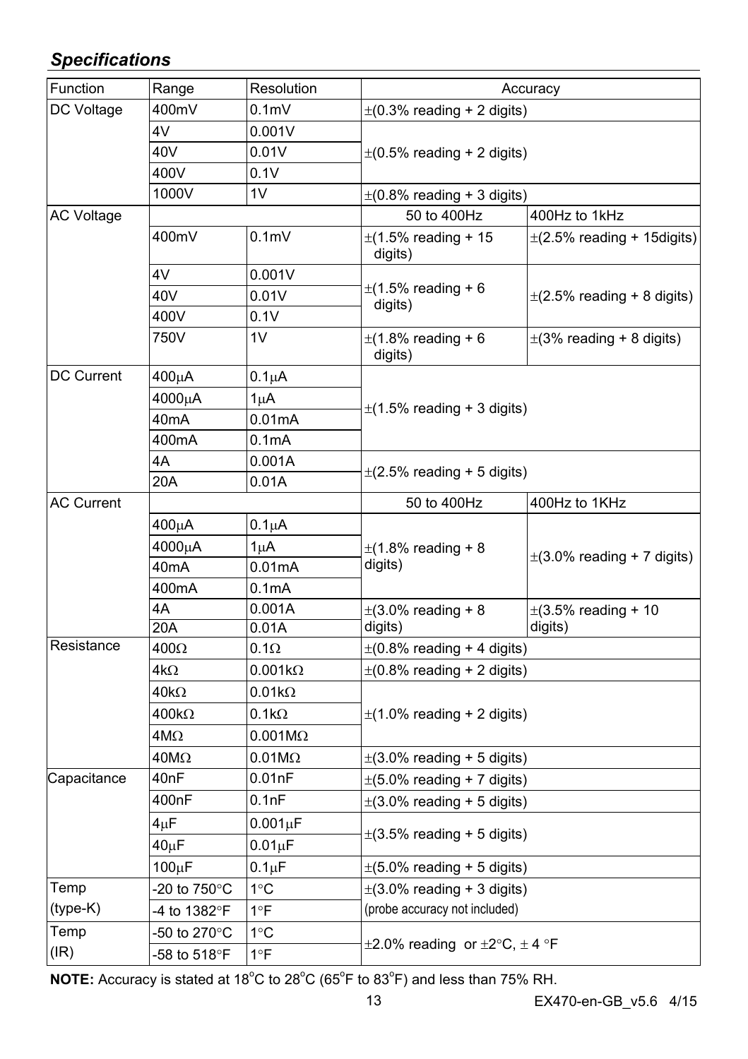## *Specifications*

| Function | Range | Resolution | Accuracy | |
|---|---|---|---|---|
| DC Voltage | 400mV | 0.1mV | ±(0.3% reading + 2 digits) | |
| | 4V | 0.001V | ±(0.5% reading + 2 digits) | |
| | 40V | 0.01V | | |
| | 400V | 0.1V | | |
| | 1000V | 1V | ±(0.8% reading + 3 digits) | |
| AC Voltage | | | 50 to 400Hz | 400Hz to 1kHz |
| | 400mV | 0.1mV | ±(1.5% reading + 15 digits) | ±(2.5% reading + 15digits) |
| | 4V | 0.001V | ±(1.5% reading + 6 digits) | ±(2.5% reading + 8 digits) |
| | 40V | 0.01V | | |
| | 400V | 0.1V | | |
| | 750V | 1V | ±(1.8% reading + 6 digits) | ±(3% reading + 8 digits) |
| DC Current | 400μA | 0.1μA | ±(1.5% reading + 3 digits) | |
| | 4000μA | 1μA | | |
| | 40mA | 0.01mA | | |
| | 400mA | 0.1mA | | |
| | 4A | 0.001A | ±(2.5% reading + 5 digits) | |
| | 20A | 0.01A | | |
| AC Current | | | 50 to 400Hz | 400Hz to 1KHz |
| | 400μA | 0.1μA | ±(1.8% reading + 8 digits) | ±(3.0% reading + 7 digits) |
| | 4000μA | 1μA | | |
| | 40mA | 0.01mA | | |
| | 400mA | 0.1mA | | |
| | 4A | 0.001A | ±(3.0% reading + 8 digits) | ±(3.5% reading + 10 digits) |
| | 20A | 0.01A | | |
| Resistance | 400Ω | 0.1Ω | ±(0.8% reading + 4 digits) | |
| | 4kΩ | 0.001kΩ | ±(0.8% reading + 2 digits) | |
| | 40kΩ | 0.01kΩ | ±(1.0% reading + 2 digits) | |
| | 400kΩ | 0.1kΩ | | |
| | 4MΩ | 0.001MΩ | | |
| | 40MΩ | 0.01MΩ | ±(3.0% reading + 5 digits) | |
| Capacitance | 40nF | 0.01nF | ±(5.0% reading + 7 digits) | |
| | 400nF | 0.1nF | ±(3.0% reading + 5 digits) | |
| | 4μF | 0.001μF | ±(3.5% reading + 5 digits) | |
| | 40μF | 0.01μF | | |
| | 100μF | 0.1μF | ±(5.0% reading + 5 digits) | |
| Temp (type-K) | -20 to 750°C | 1°C | ±(3.0% reading + 3 digits) | |
| | -4 to 1382°F | 1°F | (probe accuracy not included) | |
| Temp (IR) | -50 to 270°C | 1°C | ±2.0% reading or ±2°C, ± 4 °F | |
| | -58 to 518°F | 1°F | | |

**NOTE:** Accuracy is stated at 18°C to 28°C (65°F to 83°F) and less than 75% RH.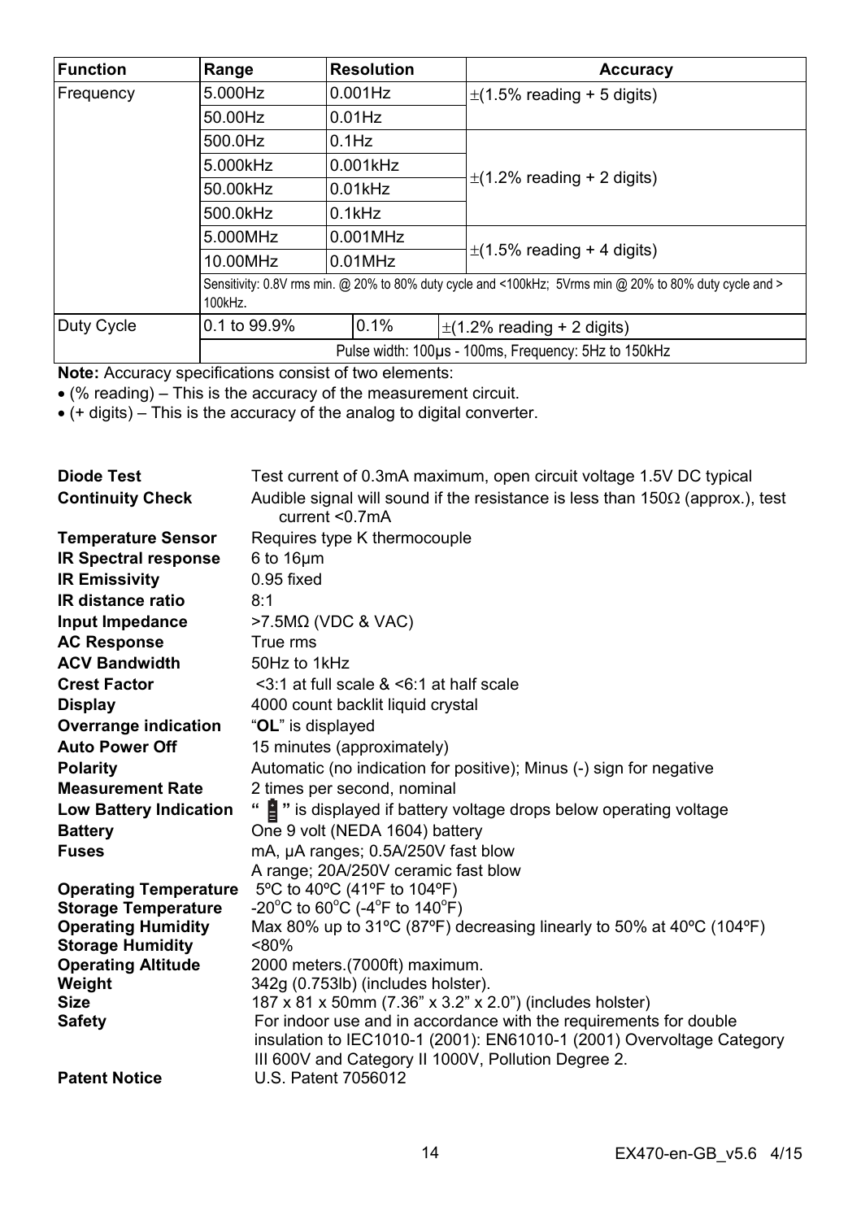| Function | Range | Resolution | Accuracy |
|---|---|---|---|
| Frequency | 5.000Hz | 0.001Hz | ±(1.5% reading + 5 digits) |
| | 50.00Hz | 0.01Hz | |
| | 500.0Hz | 0.1Hz | ±(1.2% reading + 2 digits) |
| | 5.000kHz | 0.001kHz | |
| | 50.00kHz | 0.01kHz | |
| | 500.0kHz | 0.1kHz | |
| | 5.000MHz | 0.001MHz | ±(1.5% reading + 4 digits) |
| | 10.00MHz | 0.01MHz | |
| | Sensitivity: 0.8V rms min. @ 20% to 80% duty cycle and <100kHz; 5Vrms min @ 20% to 80% duty cycle and > 100kHz. | | |
| Duty Cycle | 0.1 to 99.9% | 0.1% | ±(1.2% reading + 2 digits) |
| | Pulse width: 100µs - 100ms, Frequency: 5Hz to 150kHz | | |

**Note:** Accuracy specifications consist of two elements:

- (% reading) – This is the accuracy of the measurement circuit.
- (+ digits) – This is the accuracy of the analog to digital converter.

**Diode Test** Test current of 0.3mA maximum, open circuit voltage 1.5V DC typical

**Continuity Check** Audible signal will sound if the resistance is less than 150Ω (approx.), test current <0.7mA

**Temperature Sensor** Requires type K thermocouple

**IR Spectral response** 6 to 16µm

**IR Emissivity** 0.95 fixed

**IR distance ratio** 8:1

**Input Impedance** >7.5MΩ (VDC & VAC)

**AC Response** True rms

**ACV Bandwidth** 50Hz to 1kHz

**Crest Factor** <3:1 at full scale & <6:1 at half scale

**Display** 4000 count backlit liquid crystal

**Overrange indication** "**OL**" is displayed

**Auto Power Off** 15 minutes (approximately)

**Polarity** Automatic (no indication for positive); Minus (-) sign for negative

**Measurement Rate** 2 times per second, nominal

**Low Battery Indication** " " is displayed if battery voltage drops below operating voltage

**Battery** One 9 volt (NEDA 1604) battery

**Fuses** mA, µA ranges; 0.5A/250V fast blow
A range; 20A/250V ceramic fast blow

**Operating Temperature** 5ºC to 40ºC (41ºF to 104ºF)

**Storage Temperature** -20°C to 60°C (-4°F to 140°F)

**Operating Humidity** Max 80% up to 31ºC (87ºF) decreasing linearly to 50% at 40ºC (104ºF)

**Storage Humidity** <80%

**Operating Altitude** 2000 meters.(7000ft) maximum.

**Weight** 342g (0.753lb) (includes holster).

**Size** 187 x 81 x 50mm (7.36" x 3.2" x 2.0") (includes holster)

**Safety** For indoor use and in accordance with the requirements for double insulation to IEC1010-1 (2001): EN61010-1 (2001) Overvoltage Category III 600V and Category II 1000V, Pollution Degree 2.

**Patent Notice** U.S. Patent 7056012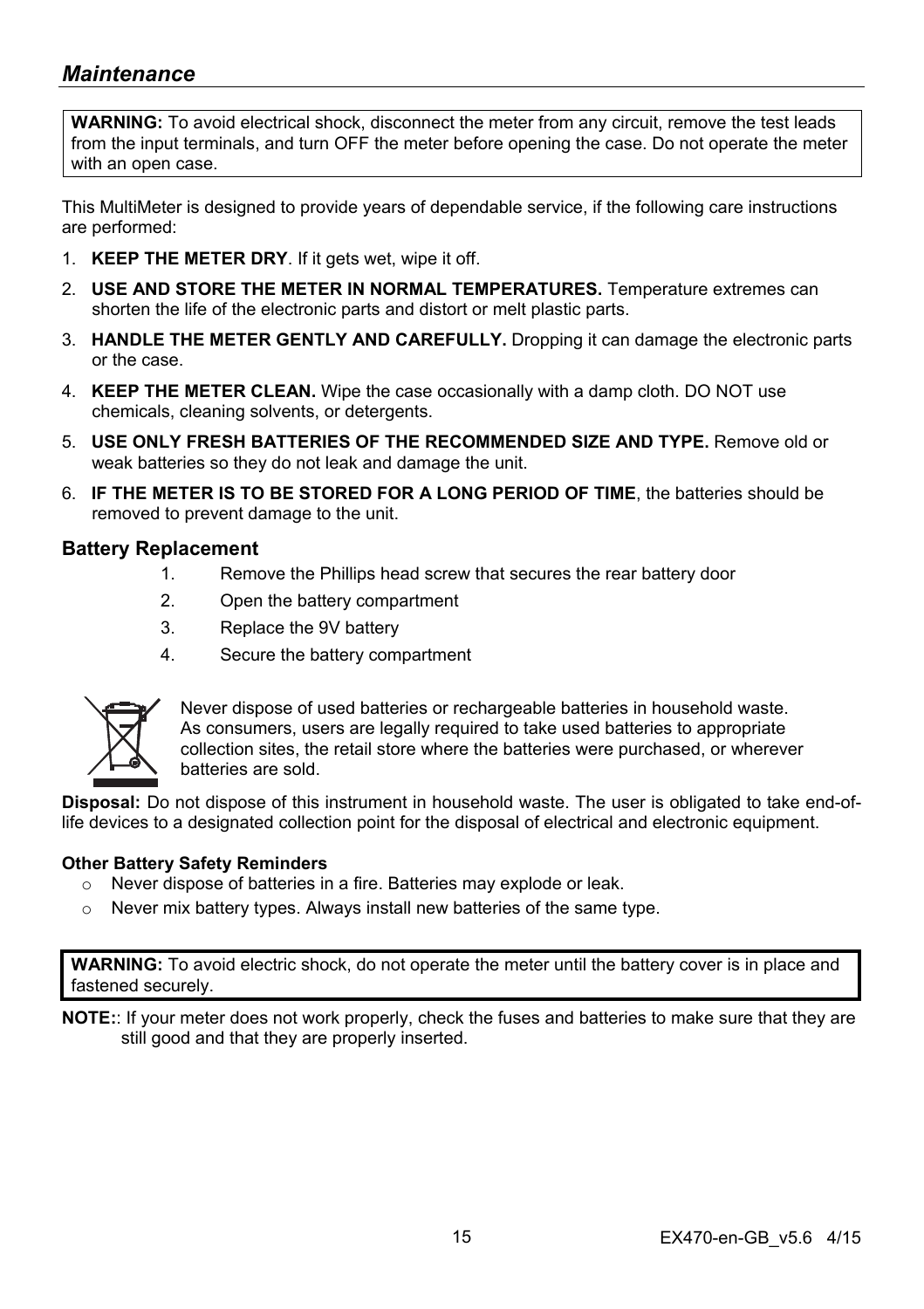## *Maintenance*

**WARNING:** To avoid electrical shock, disconnect the meter from any circuit, remove the test leads from the input terminals, and turn OFF the meter before opening the case. Do not operate the meter with an open case.

This MultiMeter is designed to provide years of dependable service, if the following care instructions are performed:

1. **KEEP THE METER DRY**. If it gets wet, wipe it off.
2. **USE AND STORE THE METER IN NORMAL TEMPERATURES.** Temperature extremes can shorten the life of the electronic parts and distort or melt plastic parts.
3. **HANDLE THE METER GENTLY AND CAREFULLY.** Dropping it can damage the electronic parts or the case.
4. **KEEP THE METER CLEAN.** Wipe the case occasionally with a damp cloth. DO NOT use chemicals, cleaning solvents, or detergents.
5. **USE ONLY FRESH BATTERIES OF THE RECOMMENDED SIZE AND TYPE.** Remove old or weak batteries so they do not leak and damage the unit.
6. **IF THE METER IS TO BE STORED FOR A LONG PERIOD OF TIME**, the batteries should be removed to prevent damage to the unit.

### Battery Replacement

1. Remove the Phillips head screw that secures the rear battery door
2. Open the battery compartment
3. Replace the 9V battery
4. Secure the battery compartment

Never dispose of used batteries or rechargeable batteries in household waste. As consumers, users are legally required to take used batteries to appropriate collection sites, the retail store where the batteries were purchased, or wherever batteries are sold.

**Disposal:** Do not dispose of this instrument in household waste. The user is obligated to take end-of-life devices to a designated collection point for the disposal of electrical and electronic equipment.

#### Other Battery Safety Reminders

- Never dispose of batteries in a fire. Batteries may explode or leak.
- Never mix battery types. Always install new batteries of the same type.

**WARNING:** To avoid electric shock, do not operate the meter until the battery cover is in place and fastened securely.

**NOTE:**: If your meter does not work properly, check the fuses and batteries to make sure that they are still good and that they are properly inserted.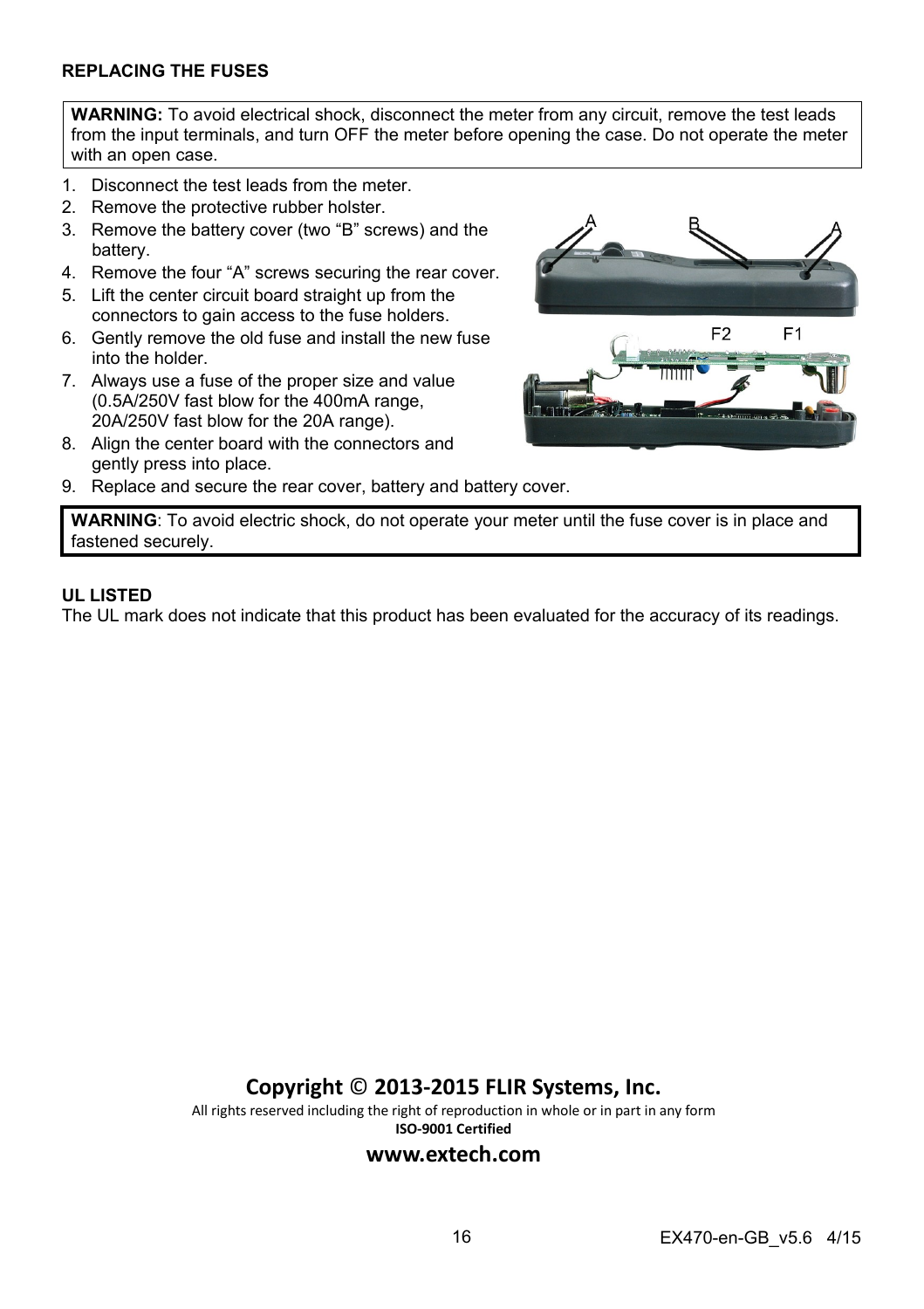**REPLACING THE FUSES**

**WARNING:** To avoid electrical shock, disconnect the meter from any circuit, remove the test leads from the input terminals, and turn OFF the meter before opening the case. Do not operate the meter with an open case.

1. Disconnect the test leads from the meter.
2. Remove the protective rubber holster.
3. Remove the battery cover (two "B" screws) and the battery.
4. Remove the four "A" screws securing the rear cover.
5. Lift the center circuit board straight up from the connectors to gain access to the fuse holders.
6. Gently remove the old fuse and install the new fuse into the holder.
7. Always use a fuse of the proper size and value (0.5A/250V fast blow for the 400mA range, 20A/250V fast blow for the 20A range).
8. Align the center board with the connectors and gently press into place.
9. Replace and secure the rear cover, battery and battery cover.

A
B
A
F2
F1

**WARNING**: To avoid electric shock, do not operate your meter until the fuse cover is in place and fastened securely.

**UL LISTED**

The UL mark does not indicate that this product has been evaluated for the accuracy of its readings.

**Copyright © 2013-2015 FLIR Systems, Inc.**

All rights reserved including the right of reproduction in whole or in part in any form

**ISO-9001 Certified**

**www.extech.com**

EX470-en-GB_v5.6 4/15